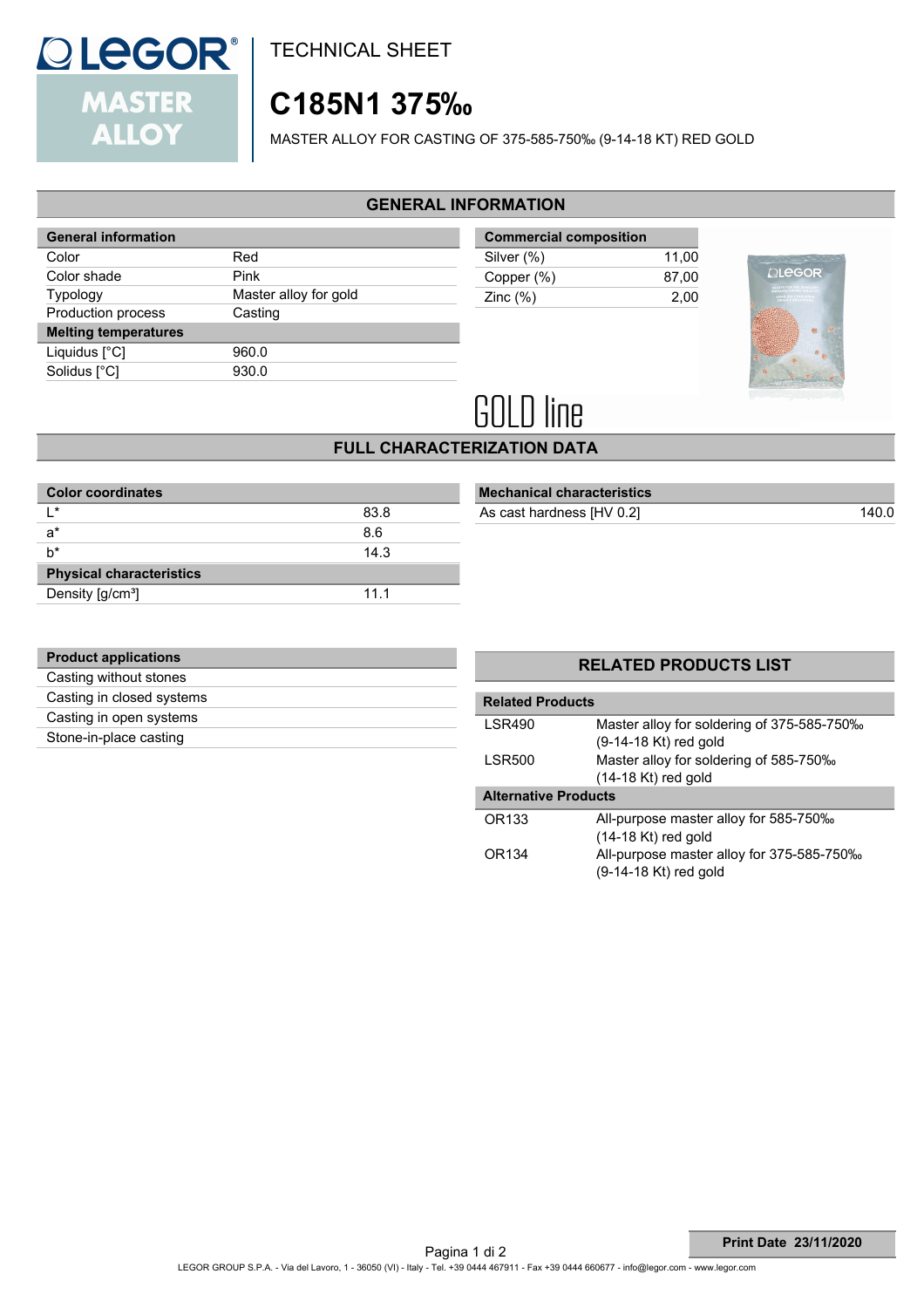LEGOR® MASTER ALLOY

TECHNICAL SHEET

# C185N1 375‰

MASTER ALLOY FOR CASTING OF 375-585-750‰ (9-14-18 KT) RED GOLD

## GENERAL INFORMATION

| General information | |
|---|---|
| Color | Red |
| Color shade | Pink |
| Typology | Master alloy for gold |
| Production process | Casting |
| **Melting temperatures** | |
| Liquidus [°C] | 960.0 |
| Solidus [°C] | 930.0 |

| Commercial composition | |
|---|---|
| Silver (%) | 11,00 |
| Copper (%) | 87,00 |
| Zinc (%) | 2,00 |

GOLD line

## FULL CHARACTERIZATION DATA

| Color coordinates | |
|---|---|
| L* | 83.8 |
| a* | 8.6 |
| b* | 14.3 |
| **Physical characteristics** | |
| Density [g/cm³] | 11.1 |

| Mechanical characteristics | |
|---|---|
| As cast hardness [HV 0.2] | 140.0 |

| Product applications |
|---|
| Casting without stones |
| Casting in closed systems |
| Casting in open systems |
| Stone-in-place casting |

## RELATED PRODUCTS LIST

| Related Products | |
|---|---|
| LSR490 | Master alloy for soldering of 375-585-750‰ (9-14-18 Kt) red gold |
| LSR500 | Master alloy for soldering of 585-750‰ (14-18 Kt) red gold |
| **Alternative Products** | |
| OR133 | All-purpose master alloy for 585-750‰ (14-18 Kt) red gold |
| OR134 | All-purpose master alloy for 375-585-750‰ (9-14-18 Kt) red gold |

**Print Date 23/11/2020**

LEGOR GROUP S.P.A. - Via del Lavoro, 1 - 36050 (VI) - Italy - Tel. +39 0444 467911 - Fax +39 0444 660677 - info@legor.com - www.legor.com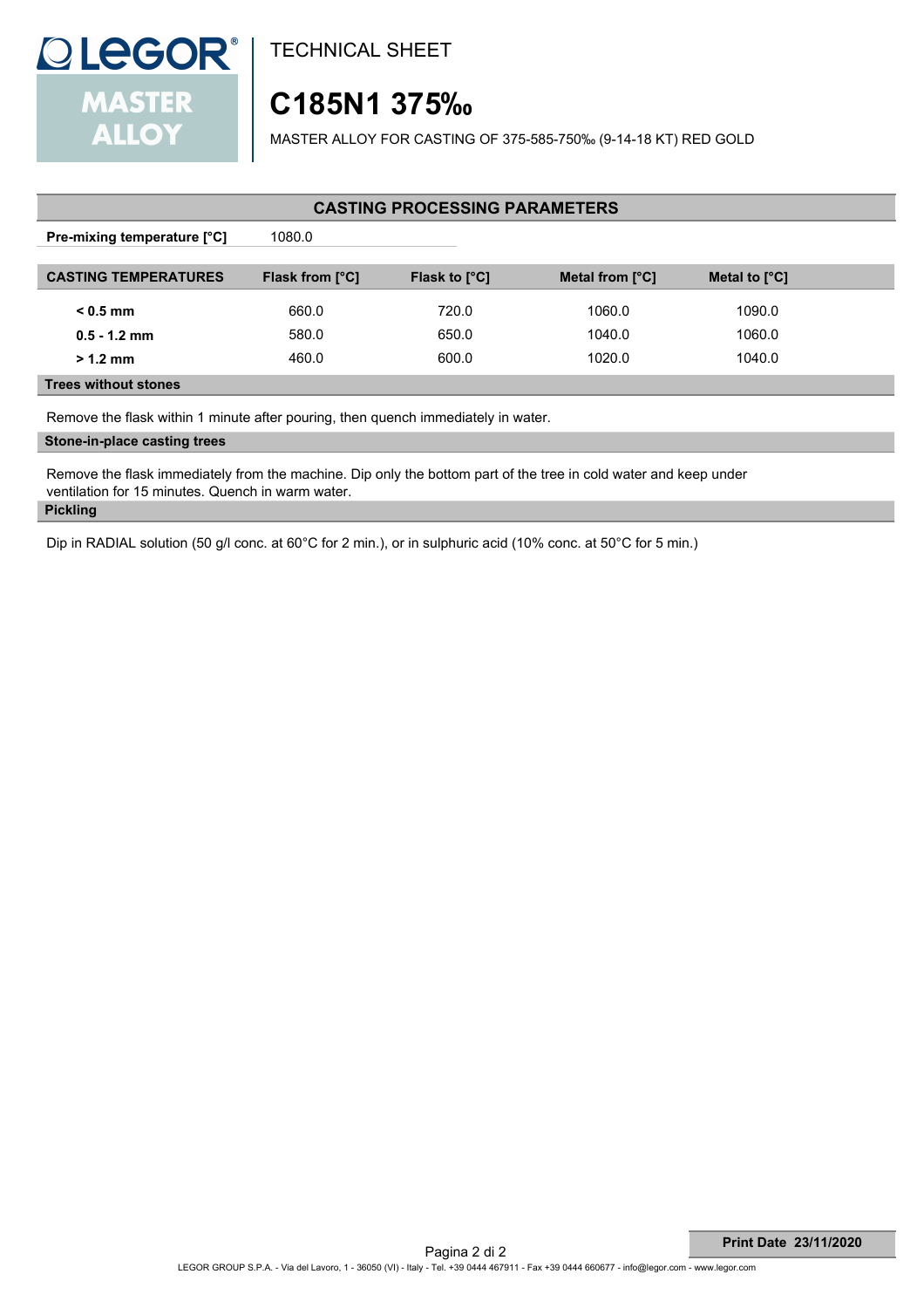TECHNICAL SHEET

# C185N1 375‰

MASTER ALLOY FOR CASTING OF 375-585-750‰ (9-14-18 KT) RED GOLD

## CASTING PROCESSING PARAMETERS

**Pre-mixing temperature [°C]** 1080.0

| CASTING TEMPERATURES | Flask from [°C] | Flask to [°C] | Metal from [°C] | Metal to [°C] |
|---|---|---|---|---|
| **< 0.5 mm** | 660.0 | 720.0 | 1060.0 | 1090.0 |
| **0.5 - 1.2 mm** | 580.0 | 650.0 | 1040.0 | 1060.0 |
| **> 1.2 mm** | 460.0 | 600.0 | 1020.0 | 1040.0 |

### Trees without stones

Remove the flask within 1 minute after pouring, then quench immediately in water.

### Stone-in-place casting trees

Remove the flask immediately from the machine. Dip only the bottom part of the tree in cold water and keep under ventilation for 15 minutes. Quench in warm water.

### Pickling

Dip in RADIAL solution (50 g/l conc. at 60°C for 2 min.), or in sulphuric acid (10% conc. at 50°C for 5 min.)

**Print Date 23/11/2020**